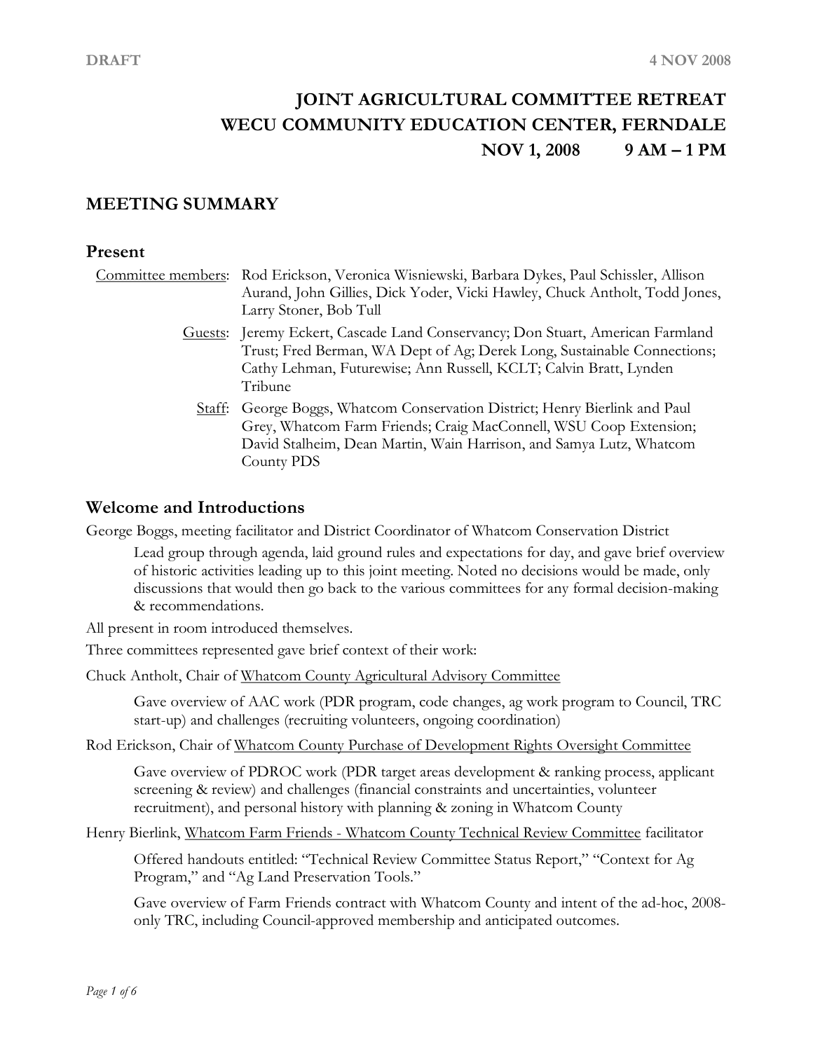DRAFT 4 NOV 2008

# JOINT AGRICULTURAL COMMITTEE RETREAT
# WECU COMMUNITY EDUCATION CENTER, FERNDALE
# NOV 1, 2008 9 AM – 1 PM

## MEETING SUMMARY

### Present

Committee members: Rod Erickson, Veronica Wisniewski, Barbara Dykes, Paul Schissler, Allison Aurand, John Gillies, Dick Yoder, Vicki Hawley, Chuck Antholt, Todd Jones, Larry Stoner, Bob Tull

Guests: Jeremy Eckert, Cascade Land Conservancy; Don Stuart, American Farmland Trust; Fred Berman, WA Dept of Ag; Derek Long, Sustainable Connections; Cathy Lehman, Futurewise; Ann Russell, KCLT; Calvin Bratt, Lynden Tribune

Staff: George Boggs, Whatcom Conservation District; Henry Bierlink and Paul Grey, Whatcom Farm Friends; Craig MacConnell, WSU Coop Extension; David Stalheim, Dean Martin, Wain Harrison, and Samya Lutz, Whatcom County PDS

### Welcome and Introductions

George Boggs, meeting facilitator and District Coordinator of Whatcom Conservation District

> Lead group through agenda, laid ground rules and expectations for day, and gave brief overview of historic activities leading up to this joint meeting. Noted no decisions would be made, only discussions that would then go back to the various committees for any formal decision-making & recommendations.

All present in room introduced themselves.

Three committees represented gave brief context of their work:

Chuck Antholt, Chair of Whatcom County Agricultural Advisory Committee

> Gave overview of AAC work (PDR program, code changes, ag work program to Council, TRC start-up) and challenges (recruiting volunteers, ongoing coordination)

Rod Erickson, Chair of Whatcom County Purchase of Development Rights Oversight Committee

> Gave overview of PDROC work (PDR target areas development & ranking process, applicant screening & review) and challenges (financial constraints and uncertainties, volunteer recruitment), and personal history with planning & zoning in Whatcom County

Henry Bierlink, Whatcom Farm Friends - Whatcom County Technical Review Committee facilitator

> Offered handouts entitled: "Technical Review Committee Status Report," "Context for Ag Program," and "Ag Land Preservation Tools."
>
> Gave overview of Farm Friends contract with Whatcom County and intent of the ad-hoc, 2008-only TRC, including Council-approved membership and anticipated outcomes.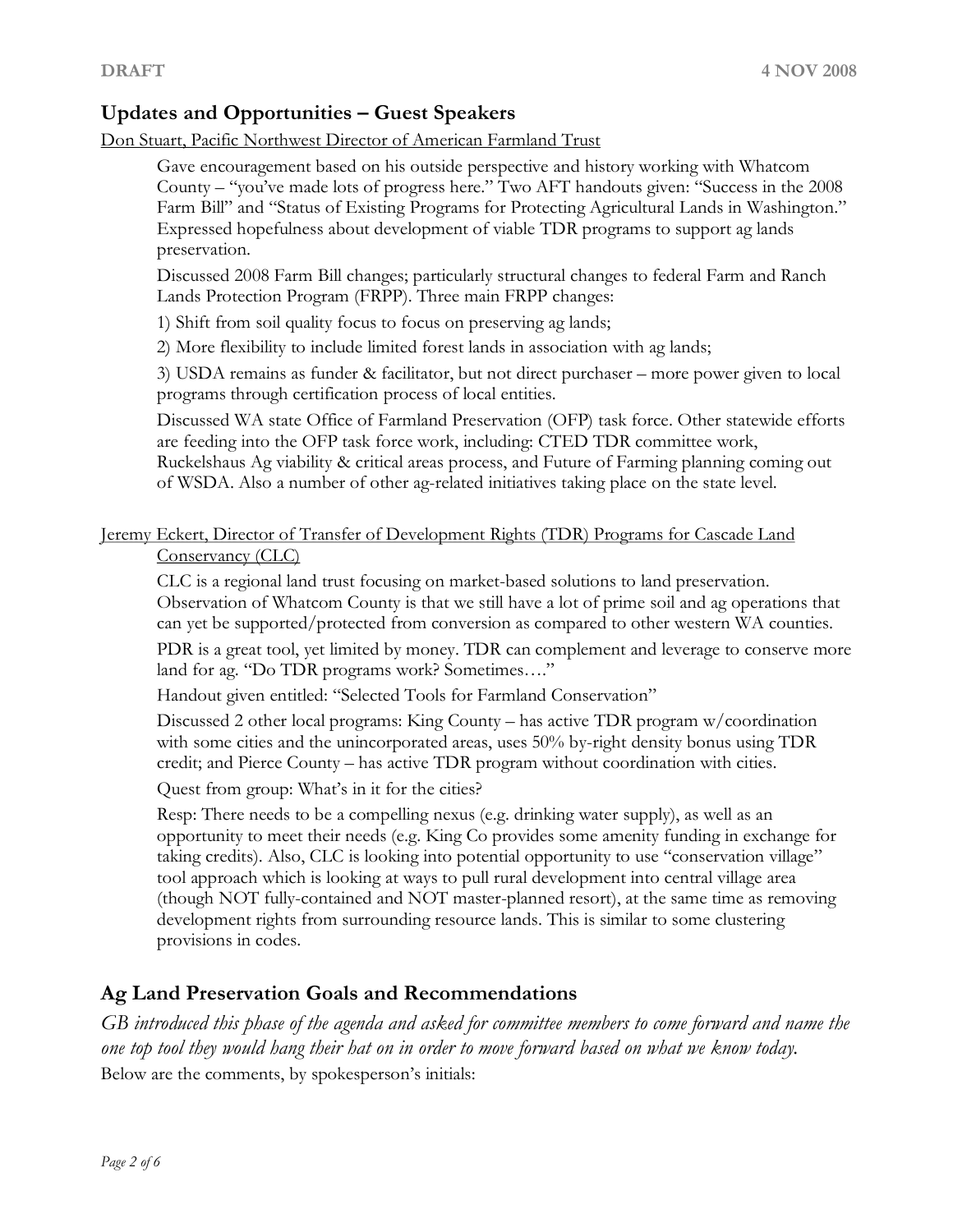## Updates and Opportunities – Guest Speakers

Don Stuart, Pacific Northwest Director of American Farmland Trust

Gave encouragement based on his outside perspective and history working with Whatcom County – "you've made lots of progress here." Two AFT handouts given: "Success in the 2008 Farm Bill" and "Status of Existing Programs for Protecting Agricultural Lands in Washington." Expressed hopefulness about development of viable TDR programs to support ag lands preservation.

Discussed 2008 Farm Bill changes; particularly structural changes to federal Farm and Ranch Lands Protection Program (FRPP). Three main FRPP changes:

1) Shift from soil quality focus to focus on preserving ag lands;

2) More flexibility to include limited forest lands in association with ag lands;

3) USDA remains as funder & facilitator, but not direct purchaser – more power given to local programs through certification process of local entities.

Discussed WA state Office of Farmland Preservation (OFP) task force. Other statewide efforts are feeding into the OFP task force work, including: CTED TDR committee work, Ruckelshaus Ag viability & critical areas process, and Future of Farming planning coming out of WSDA. Also a number of other ag-related initiatives taking place on the state level.

Jeremy Eckert, Director of Transfer of Development Rights (TDR) Programs for Cascade Land Conservancy (CLC)

CLC is a regional land trust focusing on market-based solutions to land preservation. Observation of Whatcom County is that we still have a lot of prime soil and ag operations that can yet be supported/protected from conversion as compared to other western WA counties.

PDR is a great tool, yet limited by money. TDR can complement and leverage to conserve more land for ag. "Do TDR programs work? Sometimes…."

Handout given entitled: "Selected Tools for Farmland Conservation"

Discussed 2 other local programs: King County – has active TDR program w/coordination with some cities and the unincorporated areas, uses 50% by-right density bonus using TDR credit; and Pierce County – has active TDR program without coordination with cities.

Quest from group: What's in it for the cities?

Resp: There needs to be a compelling nexus (e.g. drinking water supply), as well as an opportunity to meet their needs (e.g. King Co provides some amenity funding in exchange for taking credits). Also, CLC is looking into potential opportunity to use "conservation village" tool approach which is looking at ways to pull rural development into central village area (though NOT fully-contained and NOT master-planned resort), at the same time as removing development rights from surrounding resource lands. This is similar to some clustering provisions in codes.

## Ag Land Preservation Goals and Recommendations

*GB introduced this phase of the agenda and asked for committee members to come forward and name the one top tool they would hang their hat on in order to move forward based on what we know today.*

Below are the comments, by spokesperson's initials: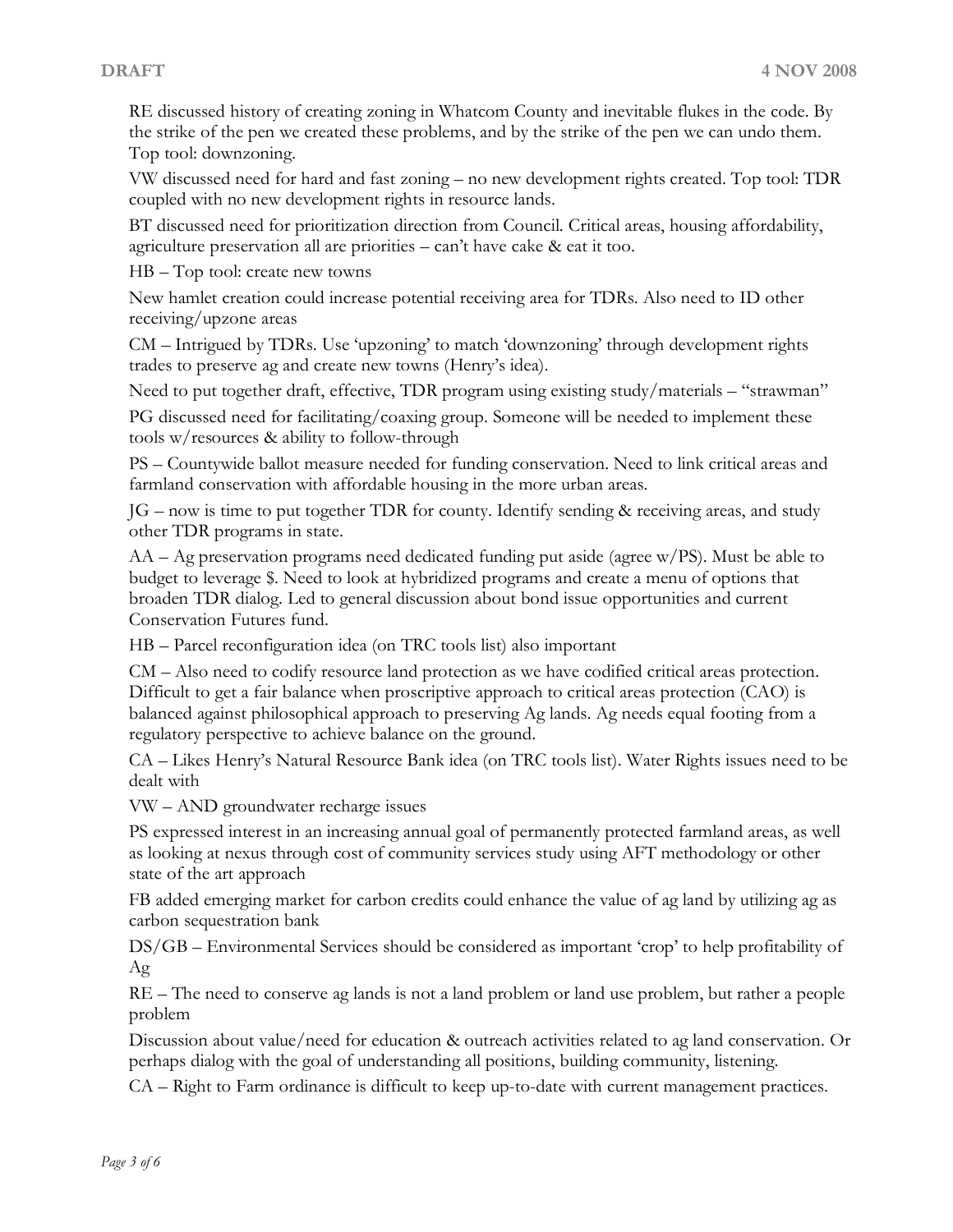RE discussed history of creating zoning in Whatcom County and inevitable flukes in the code. By the strike of the pen we created these problems, and by the strike of the pen we can undo them. Top tool: downzoning.

VW discussed need for hard and fast zoning – no new development rights created. Top tool: TDR coupled with no new development rights in resource lands.

BT discussed need for prioritization direction from Council. Critical areas, housing affordability, agriculture preservation all are priorities – can't have cake & eat it too.

HB – Top tool: create new towns

New hamlet creation could increase potential receiving area for TDRs. Also need to ID other receiving/upzone areas

CM – Intrigued by TDRs. Use 'upzoning' to match 'downzoning' through development rights trades to preserve ag and create new towns (Henry's idea).

Need to put together draft, effective, TDR program using existing study/materials – "strawman"

PG discussed need for facilitating/coaxing group. Someone will be needed to implement these tools w/resources & ability to follow-through

PS – Countywide ballot measure needed for funding conservation. Need to link critical areas and farmland conservation with affordable housing in the more urban areas.

JG – now is time to put together TDR for county. Identify sending & receiving areas, and study other TDR programs in state.

AA – Ag preservation programs need dedicated funding put aside (agree w/PS). Must be able to budget to leverage $. Need to look at hybridized programs and create a menu of options that broaden TDR dialog. Led to general discussion about bond issue opportunities and current Conservation Futures fund.

HB – Parcel reconfiguration idea (on TRC tools list) also important

CM – Also need to codify resource land protection as we have codified critical areas protection. Difficult to get a fair balance when proscriptive approach to critical areas protection (CAO) is balanced against philosophical approach to preserving Ag lands. Ag needs equal footing from a regulatory perspective to achieve balance on the ground.

CA – Likes Henry's Natural Resource Bank idea (on TRC tools list). Water Rights issues need to be dealt with

VW – AND groundwater recharge issues

PS expressed interest in an increasing annual goal of permanently protected farmland areas, as well as looking at nexus through cost of community services study using AFT methodology or other state of the art approach

FB added emerging market for carbon credits could enhance the value of ag land by utilizing ag as carbon sequestration bank

DS/GB – Environmental Services should be considered as important 'crop' to help profitability of Ag

RE – The need to conserve ag lands is not a land problem or land use problem, but rather a people problem

Discussion about value/need for education & outreach activities related to ag land conservation. Or perhaps dialog with the goal of understanding all positions, building community, listening.

CA – Right to Farm ordinance is difficult to keep up-to-date with current management practices.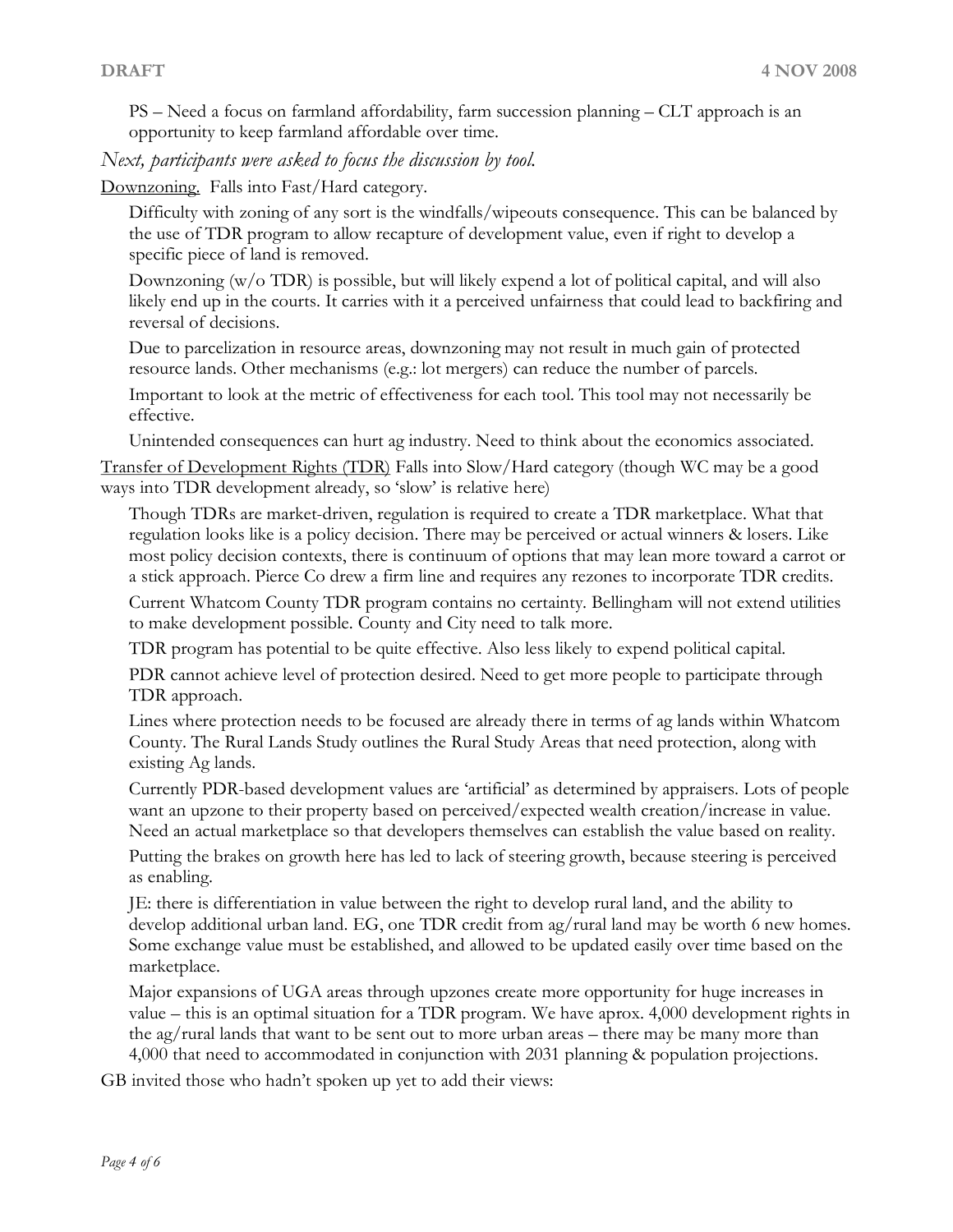PS – Need a focus on farmland affordability, farm succession planning – CLT approach is an opportunity to keep farmland affordable over time.

*Next, participants were asked to focus the discussion by tool.*

Downzoning. Falls into Fast/Hard category.

Difficulty with zoning of any sort is the windfalls/wipeouts consequence. This can be balanced by the use of TDR program to allow recapture of development value, even if right to develop a specific piece of land is removed.

Downzoning (w/o TDR) is possible, but will likely expend a lot of political capital, and will also likely end up in the courts. It carries with it a perceived unfairness that could lead to backfiring and reversal of decisions.

Due to parcelization in resource areas, downzoning may not result in much gain of protected resource lands. Other mechanisms (e.g.: lot mergers) can reduce the number of parcels.

Important to look at the metric of effectiveness for each tool. This tool may not necessarily be effective.

Unintended consequences can hurt ag industry. Need to think about the economics associated.

Transfer of Development Rights (TDR) Falls into Slow/Hard category (though WC may be a good ways into TDR development already, so 'slow' is relative here)

Though TDRs are market-driven, regulation is required to create a TDR marketplace. What that regulation looks like is a policy decision. There may be perceived or actual winners & losers. Like most policy decision contexts, there is continuum of options that may lean more toward a carrot or a stick approach. Pierce Co drew a firm line and requires any rezones to incorporate TDR credits.

Current Whatcom County TDR program contains no certainty. Bellingham will not extend utilities to make development possible. County and City need to talk more.

TDR program has potential to be quite effective. Also less likely to expend political capital.

PDR cannot achieve level of protection desired. Need to get more people to participate through TDR approach.

Lines where protection needs to be focused are already there in terms of ag lands within Whatcom County. The Rural Lands Study outlines the Rural Study Areas that need protection, along with existing Ag lands.

Currently PDR-based development values are 'artificial' as determined by appraisers. Lots of people want an upzone to their property based on perceived/expected wealth creation/increase in value. Need an actual marketplace so that developers themselves can establish the value based on reality.

Putting the brakes on growth here has led to lack of steering growth, because steering is perceived as enabling.

JE: there is differentiation in value between the right to develop rural land, and the ability to develop additional urban land. EG, one TDR credit from ag/rural land may be worth 6 new homes. Some exchange value must be established, and allowed to be updated easily over time based on the marketplace.

Major expansions of UGA areas through upzones create more opportunity for huge increases in value – this is an optimal situation for a TDR program. We have aprox. 4,000 development rights in the ag/rural lands that want to be sent out to more urban areas – there may be many more than 4,000 that need to accommodated in conjunction with 2031 planning & population projections.

GB invited those who hadn't spoken up yet to add their views: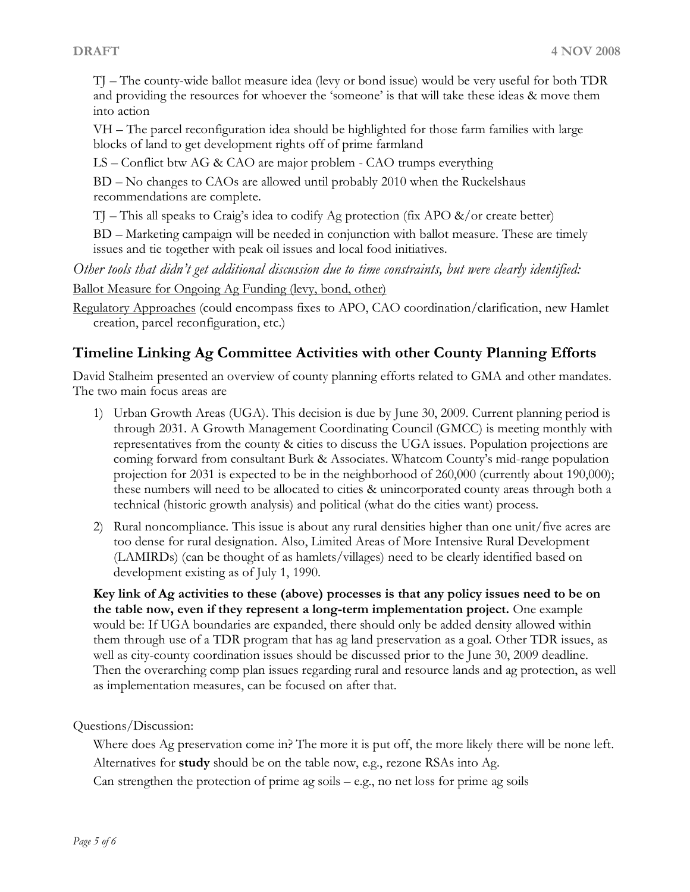TJ – The county-wide ballot measure idea (levy or bond issue) would be very useful for both TDR and providing the resources for whoever the 'someone' is that will take these ideas & move them into action

VH – The parcel reconfiguration idea should be highlighted for those farm families with large blocks of land to get development rights off of prime farmland

LS – Conflict btw AG & CAO are major problem - CAO trumps everything

BD – No changes to CAOs are allowed until probably 2010 when the Ruckelshaus recommendations are complete.

TJ – This all speaks to Craig's idea to codify Ag protection (fix APO &/or create better)

BD – Marketing campaign will be needed in conjunction with ballot measure. These are timely issues and tie together with peak oil issues and local food initiatives.

*Other tools that didn't get additional discussion due to time constraints, but were clearly identified:*

<u>Ballot Measure for Ongoing Ag Funding (levy, bond, other)</u>

<u>Regulatory Approaches</u> (could encompass fixes to APO, CAO coordination/clarification, new Hamlet creation, parcel reconfiguration, etc.)

## Timeline Linking Ag Committee Activities with other County Planning Efforts

David Stalheim presented an overview of county planning efforts related to GMA and other mandates. The two main focus areas are

1) Urban Growth Areas (UGA). This decision is due by June 30, 2009. Current planning period is through 2031. A Growth Management Coordinating Council (GMCC) is meeting monthly with representatives from the county & cities to discuss the UGA issues. Population projections are coming forward from consultant Burk & Associates. Whatcom County's mid-range population projection for 2031 is expected to be in the neighborhood of 260,000 (currently about 190,000); these numbers will need to be allocated to cities & unincorporated county areas through both a technical (historic growth analysis) and political (what do the cities want) process.
2) Rural noncompliance. This issue is about any rural densities higher than one unit/five acres are too dense for rural designation. Also, Limited Areas of More Intensive Rural Development (LAMIRDs) (can be thought of as hamlets/villages) need to be clearly identified based on development existing as of July 1, 1990.

**Key link of Ag activities to these (above) processes is that any policy issues need to be on the table now, even if they represent a long-term implementation project.** One example would be: If UGA boundaries are expanded, there should only be added density allowed within them through use of a TDR program that has ag land preservation as a goal. Other TDR issues, as well as city-county coordination issues should be discussed prior to the June 30, 2009 deadline. Then the overarching comp plan issues regarding rural and resource lands and ag protection, as well as implementation measures, can be focused on after that.

Questions/Discussion:

Where does Ag preservation come in? The more it is put off, the more likely there will be none left.

Alternatives for **study** should be on the table now, e.g., rezone RSAs into Ag.

Can strengthen the protection of prime ag soils – e.g., no net loss for prime ag soils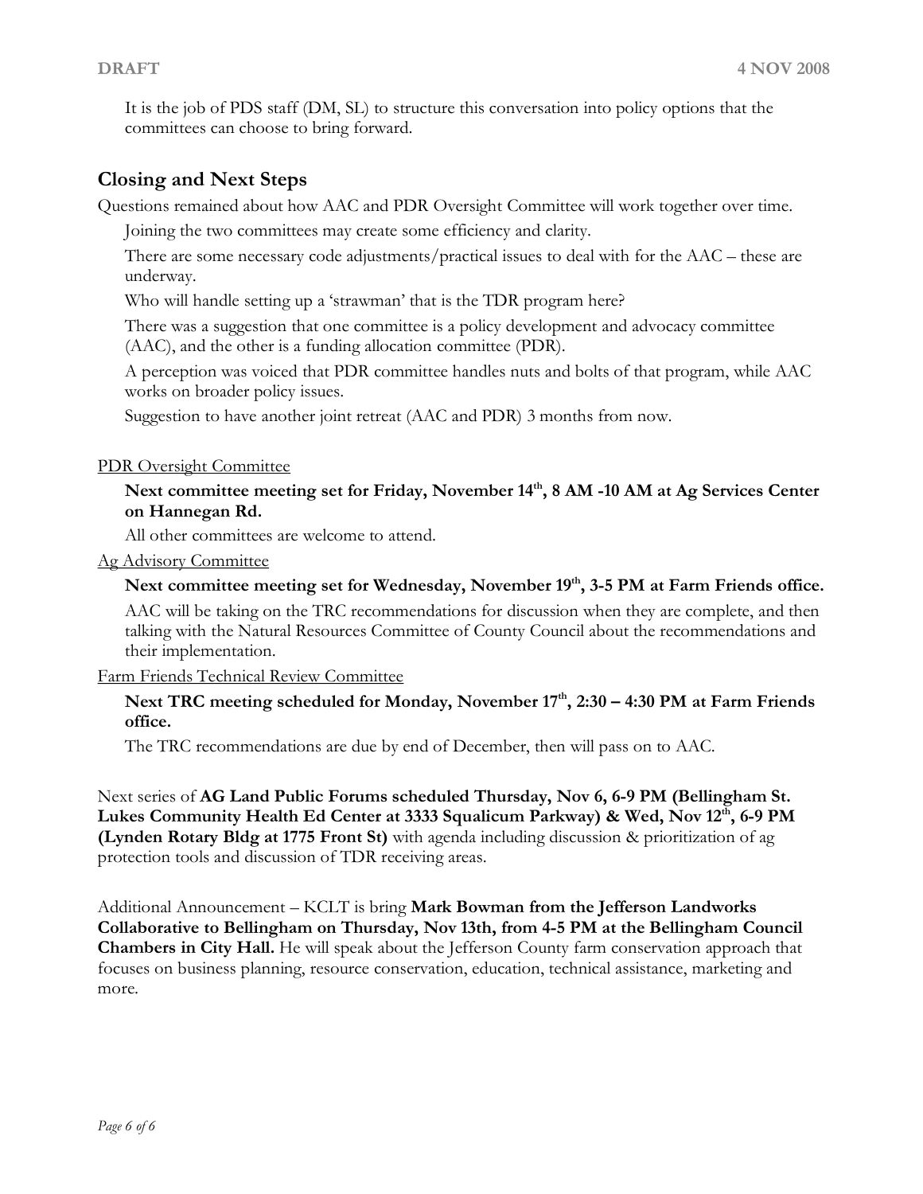It is the job of PDS staff (DM, SL) to structure this conversation into policy options that the committees can choose to bring forward.

## Closing and Next Steps

Questions remained about how AAC and PDR Oversight Committee will work together over time.

Joining the two committees may create some efficiency and clarity.

There are some necessary code adjustments/practical issues to deal with for the AAC – these are underway.

Who will handle setting up a 'strawman' that is the TDR program here?

There was a suggestion that one committee is a policy development and advocacy committee (AAC), and the other is a funding allocation committee (PDR).

A perception was voiced that PDR committee handles nuts and bolts of that program, while AAC works on broader policy issues.

Suggestion to have another joint retreat (AAC and PDR) 3 months from now.

PDR Oversight Committee

**Next committee meeting set for Friday, November 14th, 8 AM -10 AM at Ag Services Center on Hannegan Rd.**

All other committees are welcome to attend.

Ag Advisory Committee

**Next committee meeting set for Wednesday, November 19th, 3-5 PM at Farm Friends office.**

AAC will be taking on the TRC recommendations for discussion when they are complete, and then talking with the Natural Resources Committee of County Council about the recommendations and their implementation.

Farm Friends Technical Review Committee

**Next TRC meeting scheduled for Monday, November 17th, 2:30 – 4:30 PM at Farm Friends office.**

The TRC recommendations are due by end of December, then will pass on to AAC.

Next series of **AG Land Public Forums scheduled Thursday, Nov 6, 6-9 PM (Bellingham St. Lukes Community Health Ed Center at 3333 Squalicum Parkway) & Wed, Nov 12th, 6-9 PM (Lynden Rotary Bldg at 1775 Front St)** with agenda including discussion & prioritization of ag protection tools and discussion of TDR receiving areas.

Additional Announcement – KCLT is bring **Mark Bowman from the Jefferson Landworks Collaborative to Bellingham on Thursday, Nov 13th, from 4-5 PM at the Bellingham Council Chambers in City Hall.** He will speak about the Jefferson County farm conservation approach that focuses on business planning, resource conservation, education, technical assistance, marketing and more.